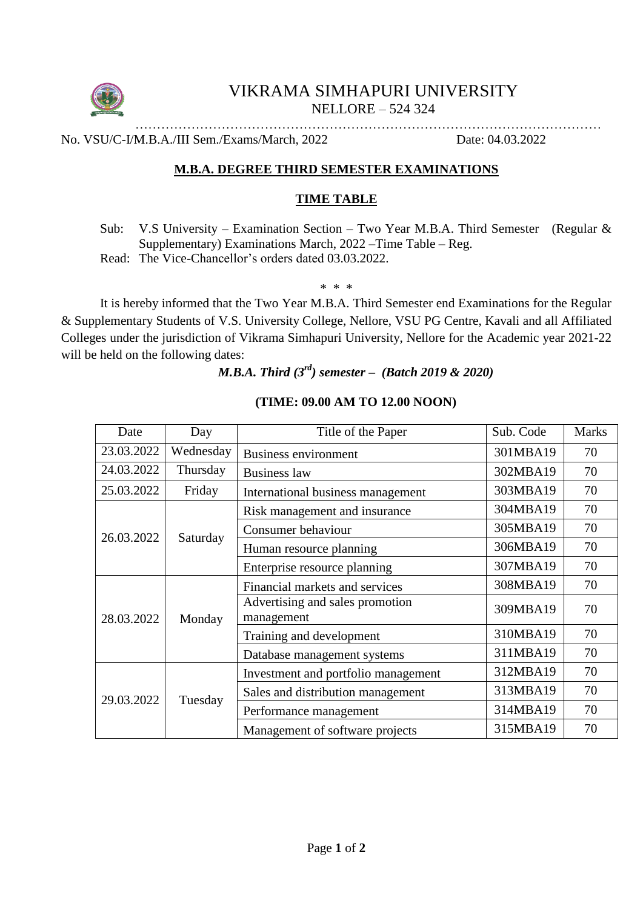# VIKRAMA SIMHAPURI UNIVERSITY

NELLORE – 524 324

No. VSU/C-I/M.B.A./III Sem./Exams/March, 2022 Date: 04.03.2022

## M.B.A. DEGREE THIRD SEMESTER EXAMINATIONS

## TIME TABLE

Sub: V.S University – Examination Section – Two Year M.B.A. Third Semester (Regular & Supplementary) Examinations March, 2022 –Time Table – Reg.

Read: The Vice-Chancellor's orders dated 03.03.2022.

\* \* \*

It is hereby informed that the Two Year M.B.A. Third Semester end Examinations for the Regular & Supplementary Students of V.S. University College, Nellore, VSU PG Centre, Kavali and all Affiliated Colleges under the jurisdiction of Vikrama Simhapuri University, Nellore for the Academic year 2021-22 will be held on the following dates:

***M.B.A. Third (3rd) semester – (Batch 2019 & 2020)***

**(TIME: 09.00 AM TO 12.00 NOON)**

| Date | Day | Title of the Paper | Sub. Code | Marks |
|---|---|---|---|---|
| 23.03.2022 | Wednesday | Business environment | 301MBA19 | 70 |
| 24.03.2022 | Thursday | Business law | 302MBA19 | 70 |
| 25.03.2022 | Friday | International business management | 303MBA19 | 70 |
| 26.03.2022 | Saturday | Risk management and insurance | 304MBA19 | 70 |
| | | Consumer behaviour | 305MBA19 | 70 |
| | | Human resource planning | 306MBA19 | 70 |
| | | Enterprise resource planning | 307MBA19 | 70 |
| 28.03.2022 | Monday | Financial markets and services | 308MBA19 | 70 |
| | | Advertising and sales promotion management | 309MBA19 | 70 |
| | | Training and development | 310MBA19 | 70 |
| | | Database management systems | 311MBA19 | 70 |
| 29.03.2022 | Tuesday | Investment and portfolio management | 312MBA19 | 70 |
| | | Sales and distribution management | 313MBA19 | 70 |
| | | Performance management | 314MBA19 | 70 |
| | | Management of software projects | 315MBA19 | 70 |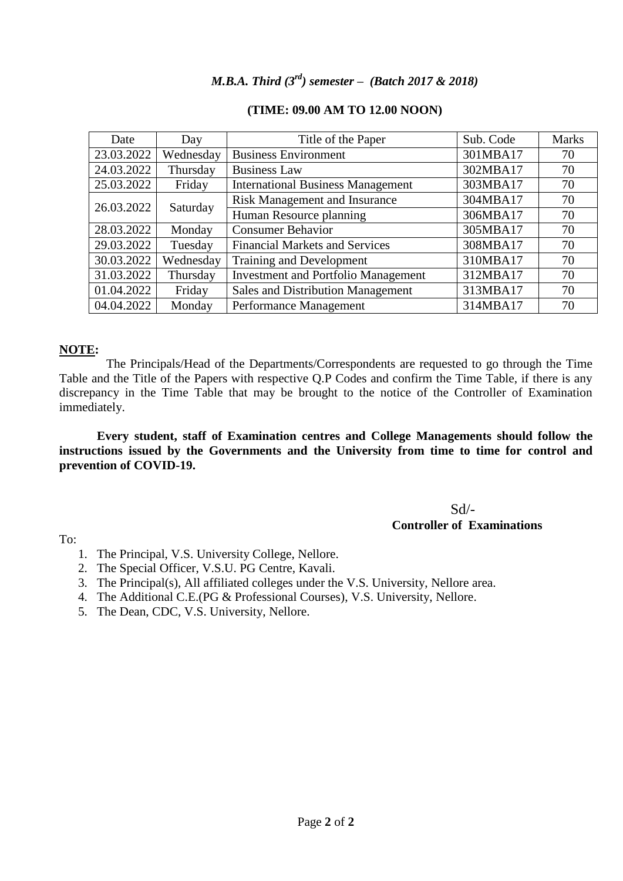## *M.B.A. Third (3rd) semester – (Batch 2017 & 2018)*

**(TIME: 09.00 AM TO 12.00 NOON)**

| Date | Day | Title of the Paper | Sub. Code | Marks |
|---|---|---|---|---|
| 23.03.2022 | Wednesday | Business Environment | 301MBA17 | 70 |
| 24.03.2022 | Thursday | Business Law | 302MBA17 | 70 |
| 25.03.2022 | Friday | International Business Management | 303MBA17 | 70 |
| 26.03.2022 | Saturday | Risk Management and Insurance | 304MBA17 | 70 |
| | | Human Resource planning | 306MBA17 | 70 |
| 28.03.2022 | Monday | Consumer Behavior | 305MBA17 | 70 |
| 29.03.2022 | Tuesday | Financial Markets and Services | 308MBA17 | 70 |
| 30.03.2022 | Wednesday | Training and Development | 310MBA17 | 70 |
| 31.03.2022 | Thursday | Investment and Portfolio Management | 312MBA17 | 70 |
| 01.04.2022 | Friday | Sales and Distribution Management | 313MBA17 | 70 |
| 04.04.2022 | Monday | Performance Management | 314MBA17 | 70 |

**NOTE:**

The Principals/Head of the Departments/Correspondents are requested to go through the Time Table and the Title of the Papers with respective Q.P Codes and confirm the Time Table, if there is any discrepancy in the Time Table that may be brought to the notice of the Controller of Examination immediately.

**Every student, staff of Examination centres and College Managements should follow the instructions issued by the Governments and the University from time to time for control and prevention of COVID-19.**

Sd/-

**Controller of Examinations**

To:

1. The Principal, V.S. University College, Nellore.
2. The Special Officer, V.S.U. PG Centre, Kavali.
3. The Principal(s), All affiliated colleges under the V.S. University, Nellore area.
4. The Additional C.E.(PG & Professional Courses), V.S. University, Nellore.
5. The Dean, CDC, V.S. University, Nellore.